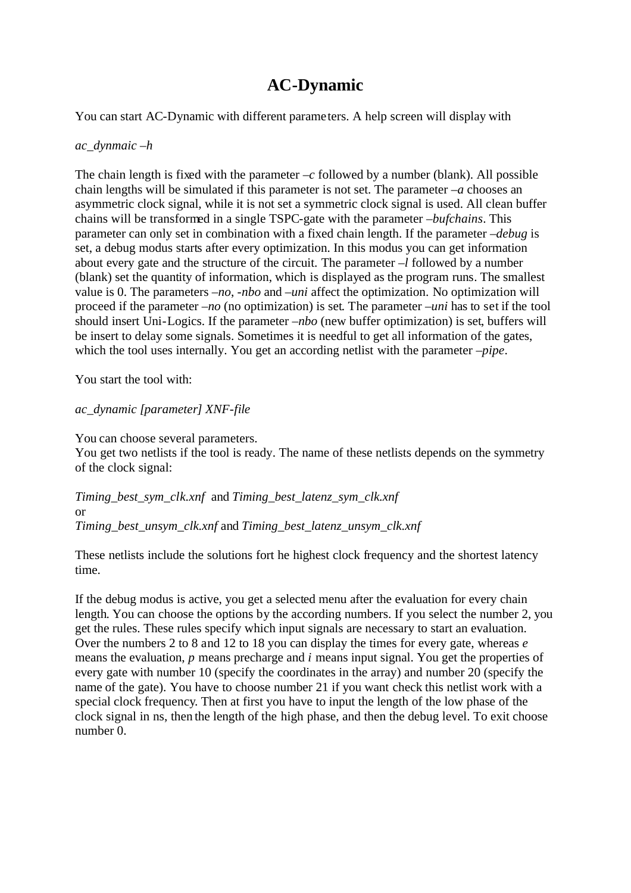# AC-Dynamic

You can start AC-Dynamic with different parameters. A help screen will display with

*ac_dynmaic –h*

The chain length is fixed with the parameter *–c* followed by a number (blank). All possible chain lengths will be simulated if this parameter is not set. The parameter *–a* chooses an asymmetric clock signal, while it is not set a symmetric clock signal is used. All clean buffer chains will be transformed in a single TSPC-gate with the parameter *–bufchains*. This parameter can only set in combination with a fixed chain length. If the parameter *–debug* is set, a debug modus starts after every optimization. In this modus you can get information about every gate and the structure of the circuit. The parameter *–l* followed by a number (blank) set the quantity of information, which is displayed as the program runs. The smallest value is 0. The parameters *–no*, *-nbo* and *–uni* affect the optimization. No optimization will proceed if the parameter *–no* (no optimization) is set. The parameter *–uni* has to set if the tool should insert Uni-Logics. If the parameter *–nbo* (new buffer optimization) is set, buffers will be insert to delay some signals. Sometimes it is needful to get all information of the gates, which the tool uses internally. You get an according netlist with the parameter *–pipe*.

You start the tool with:

*ac_dynamic [parameter] XNF-file*

You can choose several parameters.
You get two netlists if the tool is ready. The name of these netlists depends on the symmetry of the clock signal:

*Timing_best_sym_clk.xnf* and *Timing_best_latenz_sym_clk.xnf*
or
*Timing_best_unsym_clk.xnf* and *Timing_best_latenz_unsym_clk.xnf*

These netlists include the solutions fort he highest clock frequency and the shortest latency time.

If the debug modus is active, you get a selected menu after the evaluation for every chain length. You can choose the options by the according numbers. If you select the number 2, you get the rules. These rules specify which input signals are necessary to start an evaluation. Over the numbers 2 to 8 and 12 to 18 you can display the times for every gate, whereas *e* means the evaluation, *p* means precharge and *i* means input signal. You get the properties of every gate with number 10 (specify the coordinates in the array) and number 20 (specify the name of the gate). You have to choose number 21 if you want check this netlist work with a special clock frequency. Then at first you have to input the length of the low phase of the clock signal in ns, then the length of the high phase, and then the debug level. To exit choose number 0.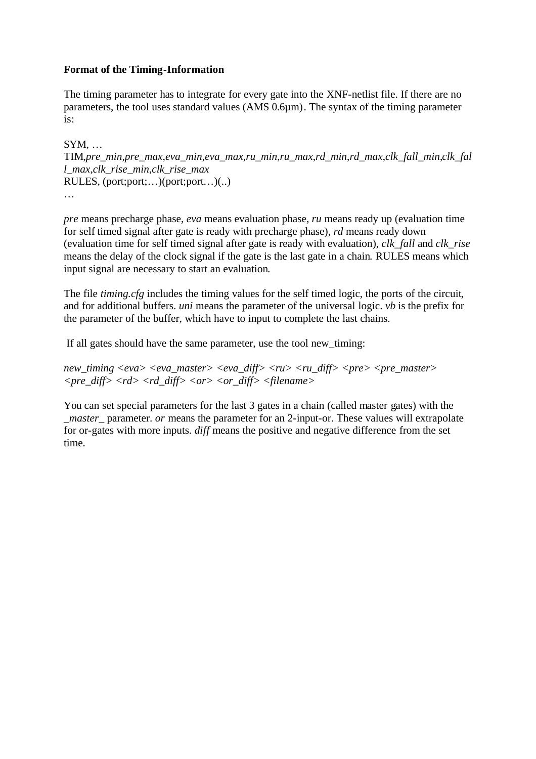**Format of the Timing-Information**

The timing parameter has to integrate for every gate into the XNF-netlist file. If there are no parameters, the tool uses standard values (AMS 0.6µm). The syntax of the timing parameter is:

SYM, …
TIM,*pre_min*,*pre_max*,*eva_min*,*eva_max*,*ru_min*,*ru_max*,*rd_min*,*rd_max*,*clk_fall_min*,*clk_fall_max*,*clk_rise_min*,*clk_rise_max*
RULES, (port;port;…)(port;port…)(..)
…

*pre* means precharge phase, *eva* means evaluation phase, *ru* means ready up (evaluation time for self timed signal after gate is ready with precharge phase), *rd* means ready down (evaluation time for self timed signal after gate is ready with evaluation), *clk_fall* and *clk_rise* means the delay of the clock signal if the gate is the last gate in a chain. RULES means which input signal are necessary to start an evaluation.

The file *timing.cfg* includes the timing values for the self timed logic, the ports of the circuit, and for additional buffers. *uni* means the parameter of the universal logic. *vb* is the prefix for the parameter of the buffer, which have to input to complete the last chains.

If all gates should have the same parameter, use the tool new_timing:

*new_timing <eva> <eva_master> <eva_diff> <ru> <ru_diff> <pre> <pre_master> <pre_diff> <rd> <rd_diff> <or> <or_diff> <filename>*

You can set special parameters for the last 3 gates in a chain (called master gates) with the *_master_* parameter. *or* means the parameter for an 2-input-or. These values will extrapolate for or-gates with more inputs. *diff* means the positive and negative difference from the set time.